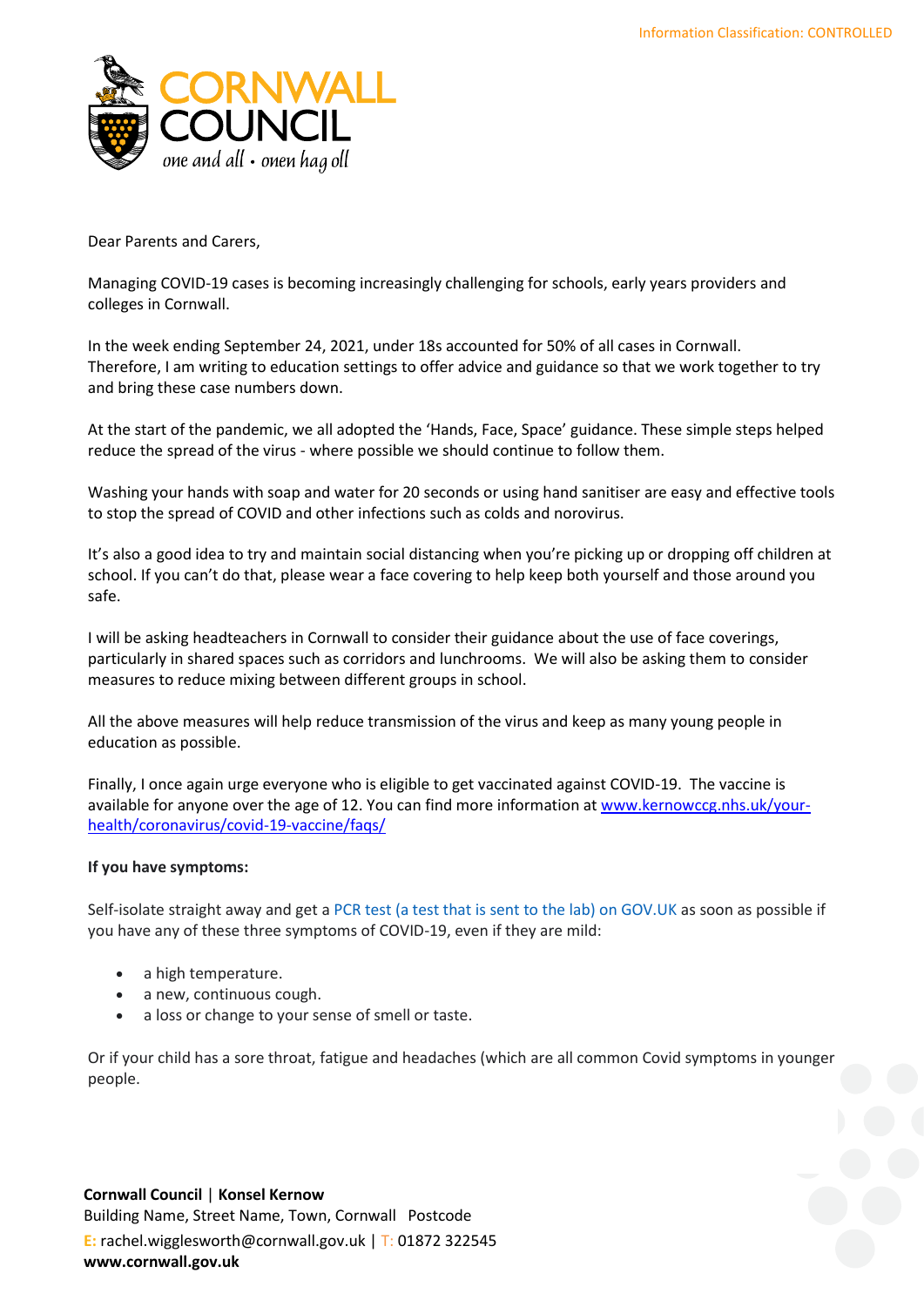Information Classification: CONTROLLED

**CORNWALL COUNCIL**
*one and all • onen hag oll*

Dear Parents and Carers,

Managing COVID-19 cases is becoming increasingly challenging for schools, early years providers and colleges in Cornwall.

In the week ending September 24, 2021, under 18s accounted for 50% of all cases in Cornwall. Therefore, I am writing to education settings to offer advice and guidance so that we work together to try and bring these case numbers down.

At the start of the pandemic, we all adopted the 'Hands, Face, Space' guidance. These simple steps helped reduce the spread of the virus - where possible we should continue to follow them.

Washing your hands with soap and water for 20 seconds or using hand sanitiser are easy and effective tools to stop the spread of COVID and other infections such as colds and norovirus.

It's also a good idea to try and maintain social distancing when you're picking up or dropping off children at school. If you can't do that, please wear a face covering to help keep both yourself and those around you safe.

I will be asking headteachers in Cornwall to consider their guidance about the use of face coverings, particularly in shared spaces such as corridors and lunchrooms. We will also be asking them to consider measures to reduce mixing between different groups in school.

All the above measures will help reduce transmission of the virus and keep as many young people in education as possible.

Finally, I once again urge everyone who is eligible to get vaccinated against COVID-19. The vaccine is available for anyone over the age of 12. You can find more information at [www.kernowccg.nhs.uk/your-health/coronavirus/covid-19-vaccine/faqs/](www.kernowccg.nhs.uk/your-health/coronavirus/covid-19-vaccine/faqs/)

**If you have symptoms:**

Self-isolate straight away and get a PCR test (a test that is sent to the lab) on GOV.UK as soon as possible if you have any of these three symptoms of COVID-19, even if they are mild:

- a high temperature.
- a new, continuous cough.
- a loss or change to your sense of smell or taste.

Or if your child has a sore throat, fatigue and headaches (which are all common Covid symptoms in younger people.

**Cornwall Council** | **Konsel Kernow**
Building Name, Street Name, Town, Cornwall Postcode
E: rachel.wigglesworth@cornwall.gov.uk | T: 01872 322545
**www.cornwall.gov.uk**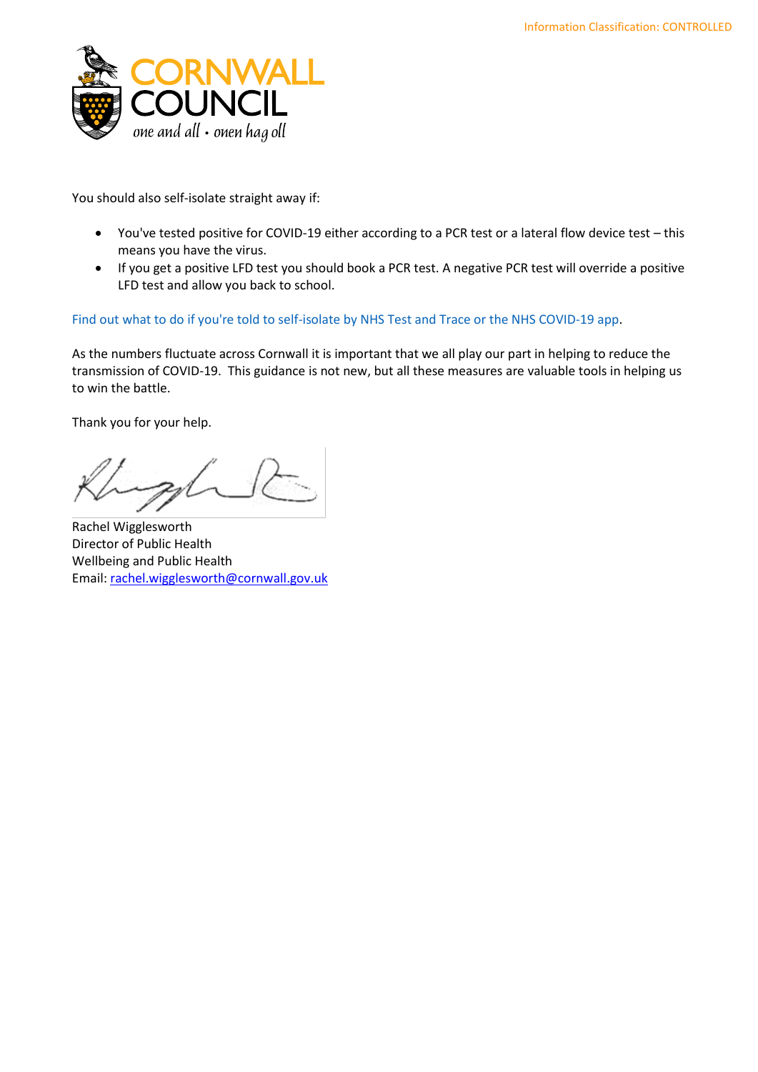You should also self-isolate straight away if:

- You've tested positive for COVID-19 either according to a PCR test or a lateral flow device test – this means you have the virus.
- If you get a positive LFD test you should book a PCR test. A negative PCR test will override a positive LFD test and allow you back to school.

Find out what to do if you're told to self-isolate by NHS Test and Trace or the NHS COVID-19 app.

As the numbers fluctuate across Cornwall it is important that we all play our part in helping to reduce the transmission of COVID-19. This guidance is not new, but all these measures are valuable tools in helping us to win the battle.

Thank you for your help.

Rachel Wigglesworth
Director of Public Health
Wellbeing and Public Health
Email: rachel.wigglesworth@cornwall.gov.uk